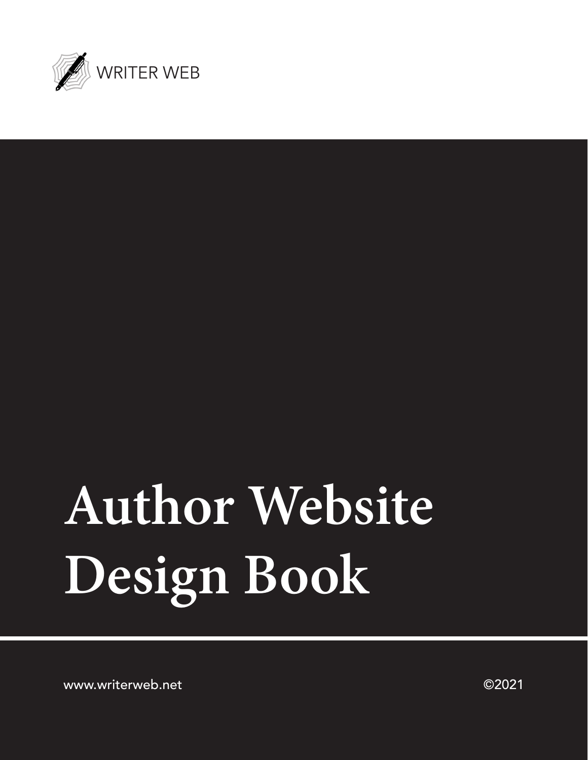WRITER WEB

# Author Website Design Book

www.writerweb.net

©2021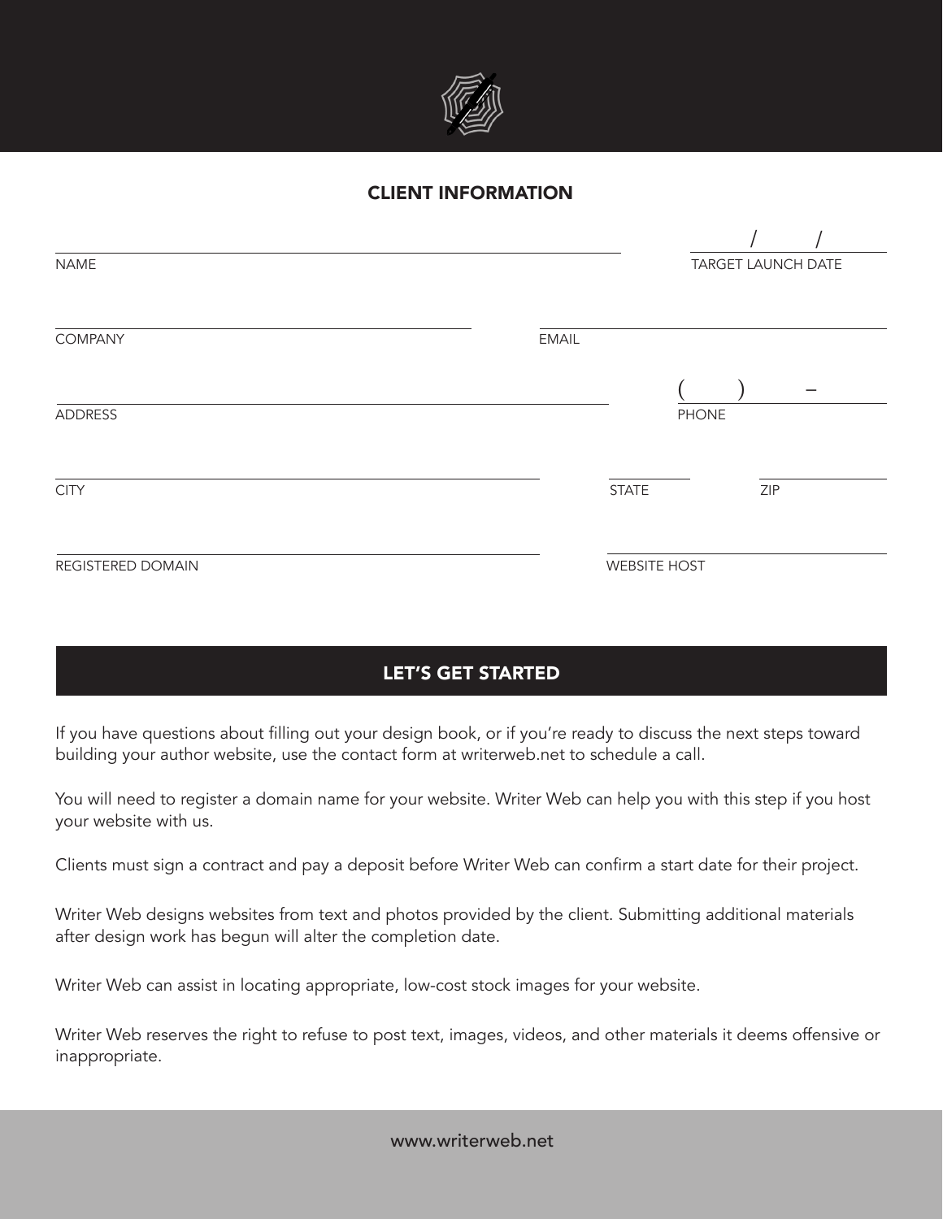## CLIENT INFORMATION

NAME ____________________  TARGET LAUNCH DATE ___/___/___

COMPANY ____________________  EMAIL ____________________

ADDRESS ____________________  PHONE (   )   –

CITY ____________________  STATE ________  ZIP ________

REGISTERED DOMAIN ____________________  WEBSITE HOST ____________________

## LET'S GET STARTED

If you have questions about filling out your design book, or if you're ready to discuss the next steps toward building your author website, use the contact form at writerweb.net to schedule a call.

You will need to register a domain name for your website. Writer Web can help you with this step if you host your website with us.

Clients must sign a contract and pay a deposit before Writer Web can confirm a start date for their project.

Writer Web designs websites from text and photos provided by the client. Submitting additional materials after design work has begun will alter the completion date.

Writer Web can assist in locating appropriate, low-cost stock images for your website.

Writer Web reserves the right to refuse to post text, images, videos, and other materials it deems offensive or inappropriate.

www.writerweb.net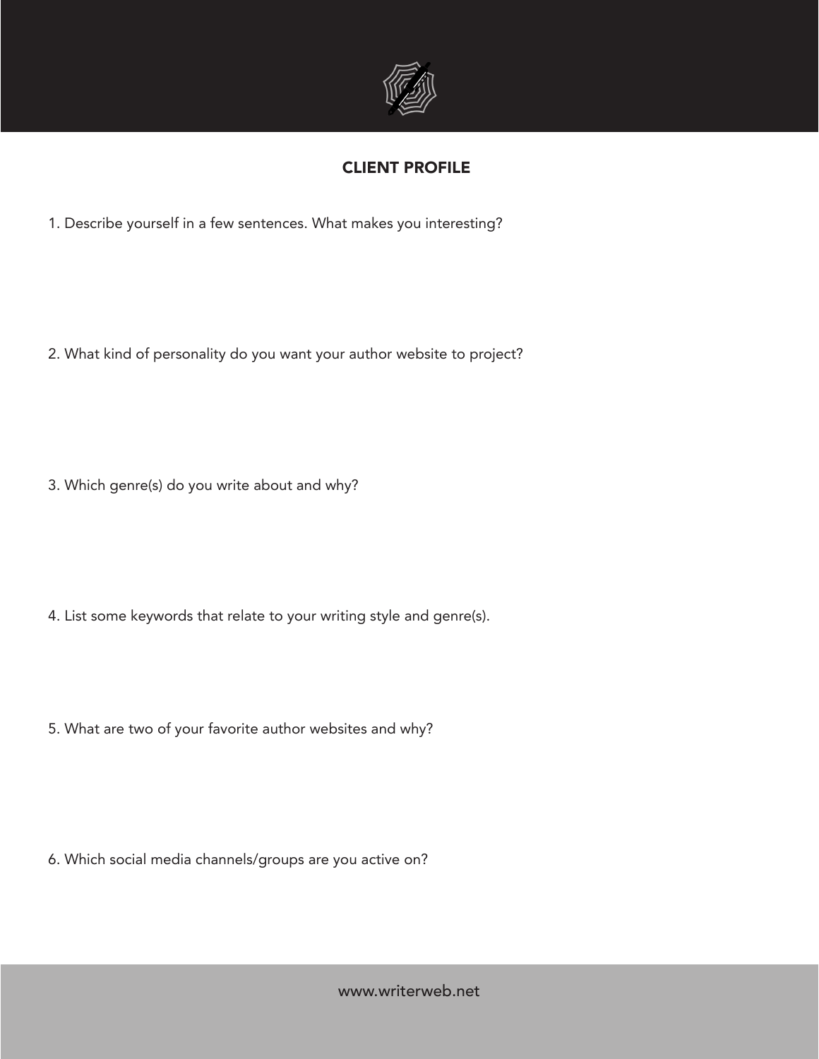## CLIENT PROFILE

1. Describe yourself in a few sentences. What makes you interesting?

2. What kind of personality do you want your author website to project?

3. Which genre(s) do you write about and why?

4. List some keywords that relate to your writing style and genre(s).

5. What are two of your favorite author websites and why?

6. Which social media channels/groups are you active on?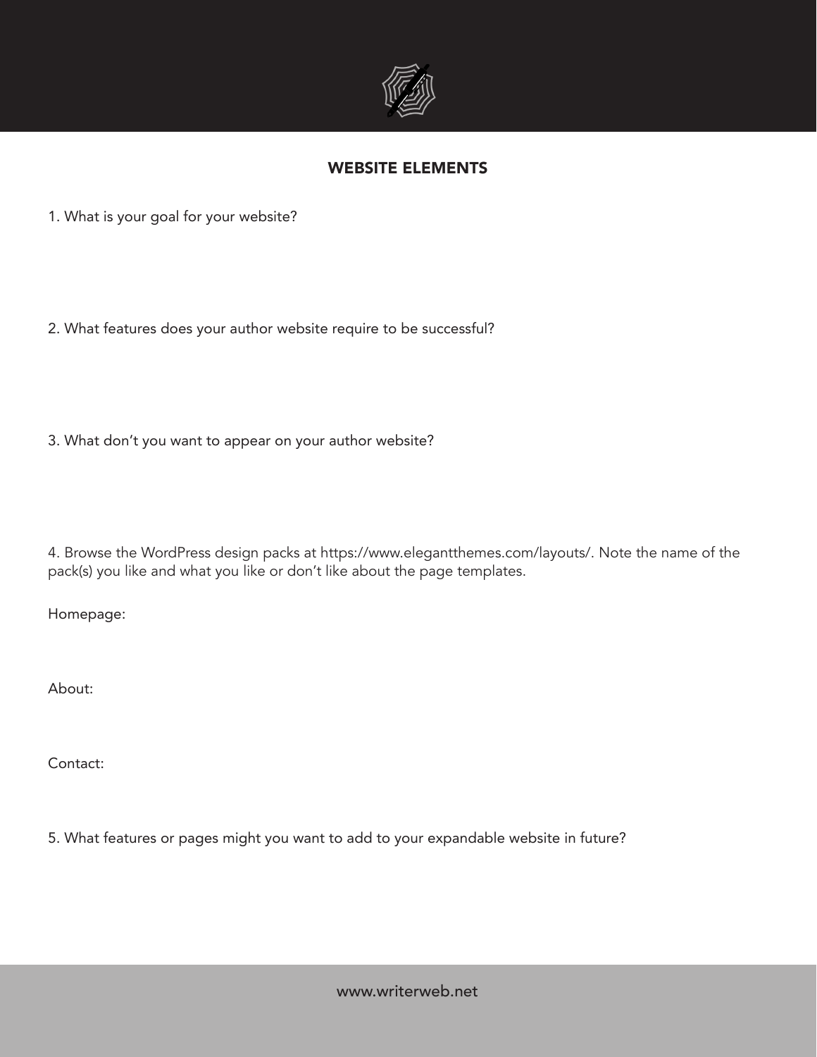## WEBSITE ELEMENTS

1. What is your goal for your website?

2. What features does your author website require to be successful?

3. What don't you want to appear on your author website?

4. Browse the WordPress design packs at https://www.elegantthemes.com/layouts/. Note the name of the pack(s) you like and what you like or don't like about the page templates.

Homepage:

About:

Contact:

5. What features or pages might you want to add to your expandable website in future?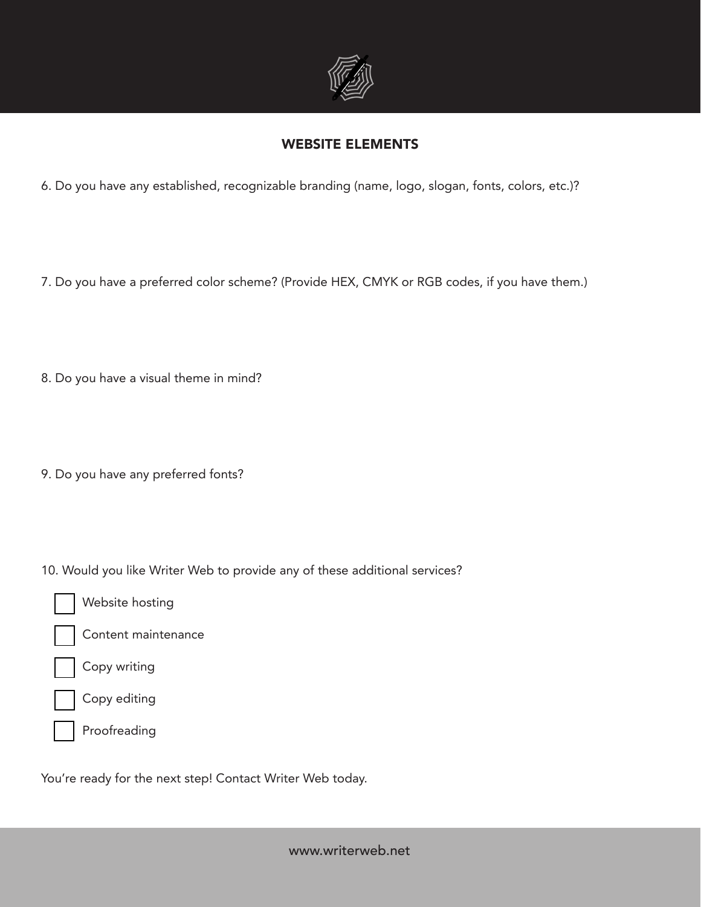## WEBSITE ELEMENTS

6. Do you have any established, recognizable branding (name, logo, slogan, fonts, colors, etc.)?

7. Do you have a preferred color scheme? (Provide HEX, CMYK or RGB codes, if you have them.)

8. Do you have a visual theme in mind?

9. Do you have any preferred fonts?

10. Would you like Writer Web to provide any of these additional services?

- [ ] Website hosting
- [ ] Content maintenance
- [ ] Copy writing
- [ ] Copy editing
- [ ] Proofreading

You're ready for the next step! Contact Writer Web today.

www.writerweb.net